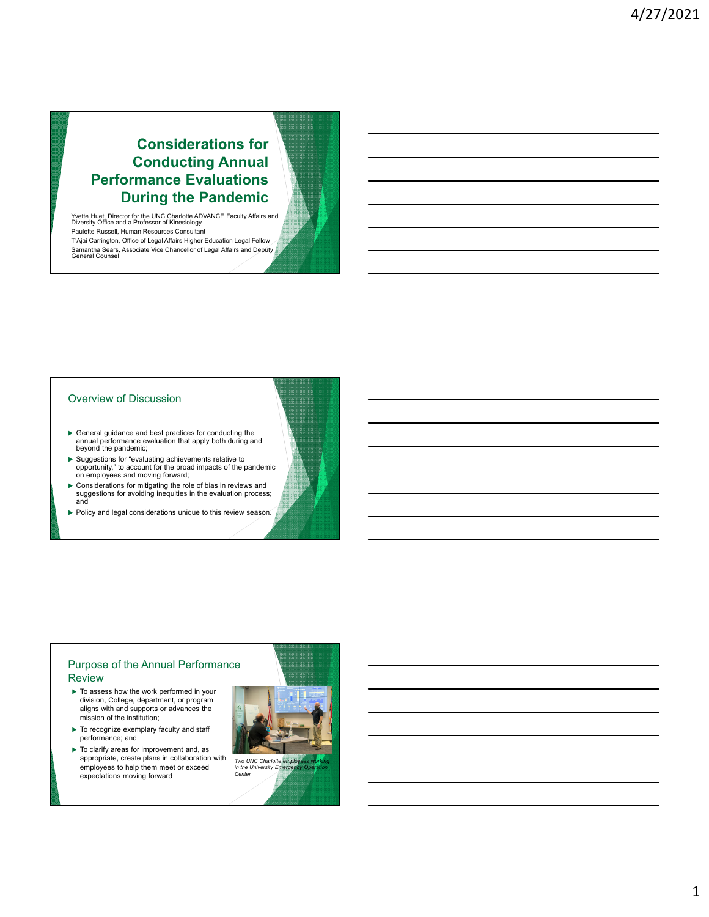# Considerations for Conducting Annual Performance Evaluations During the Pandemic

Yvette Huet, Director for the UNC Charlotte ADVANCE Faculty Affairs and Diversity Office and a Professor of Kinesiology,

Paulette Russell, Human Resources Consultant

T'Ajai Carrington, Office of Legal Affairs Higher Education Legal Fellow

Samantha Sears, Associate Vice Chancellor of Legal Affairs and Deputy General Counsel

## Overview of Discussion

- General guidance and best practices for conducting the annual performance evaluation that apply both during and beyond the pandemic;
- Suggestions for "evaluating achievements relative to opportunity," to account for the broad impacts of the pandemic on employees and moving forward;
- Considerations for mitigating the role of bias in reviews and suggestions for avoiding inequities in the evaluation process; and
- Policy and legal considerations unique to this review season.

## Purpose of the Annual Performance Review

- To assess how the work performed in your division, College, department, or program aligns with and supports or advances the mission of the institution;
- To recognize exemplary faculty and staff performance; and
- To clarify areas for improvement and, as appropriate, create plans in collaboration with employees to help them meet or exceed expectations moving forward

*Two UNC Charlotte employees working in the University Emergency Operation Center*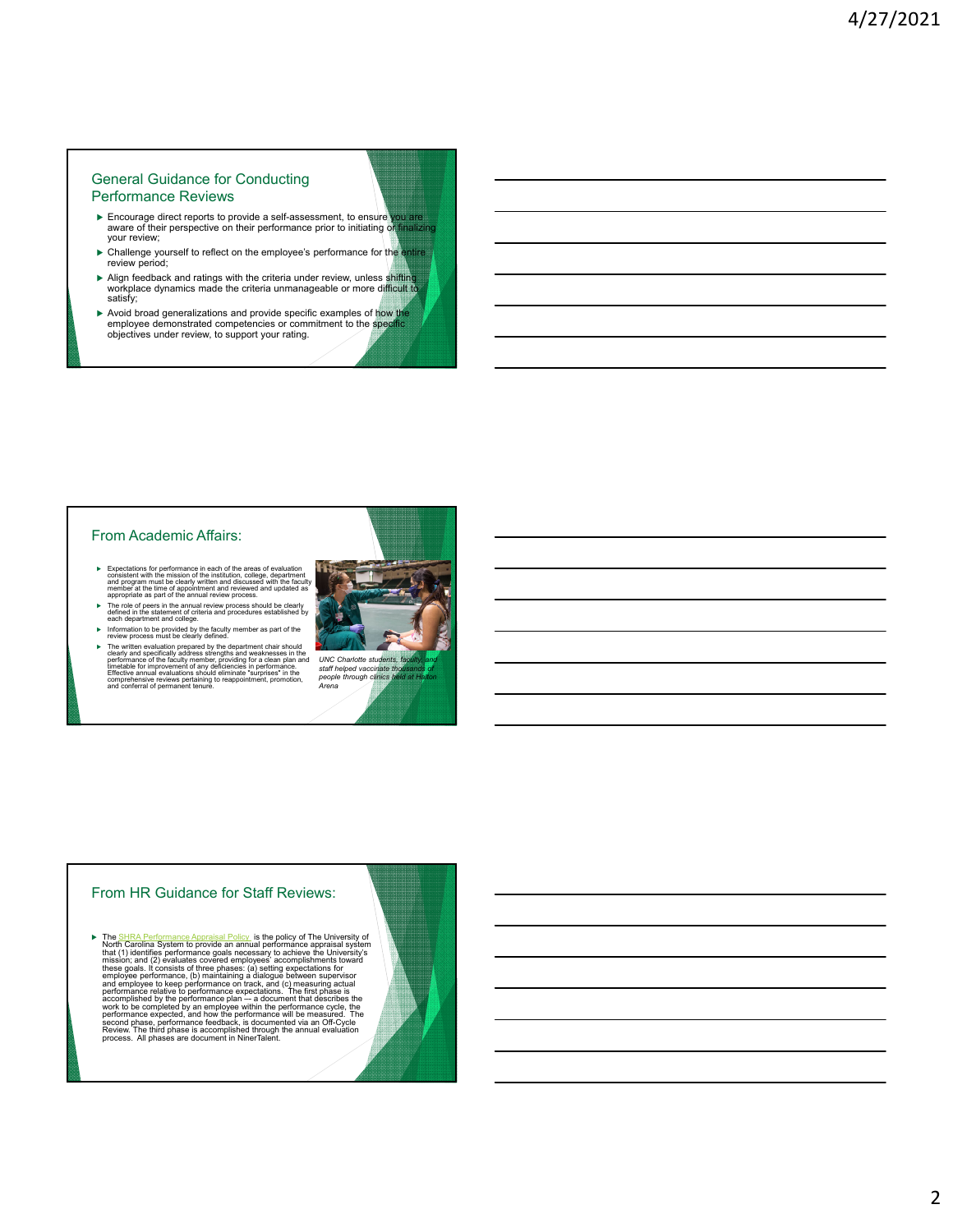## General Guidance for Conducting Performance Reviews

- Encourage direct reports to provide a self-assessment, to ensure you are aware of their perspective on their performance prior to initiating or finalizing your review;
- Challenge yourself to reflect on the employee's performance for the entire review period;
- Align feedback and ratings with the criteria under review, unless shifting workplace dynamics made the criteria unmanageable or more difficult to satisfy;
- Avoid broad generalizations and provide specific examples of how the employee demonstrated competencies or commitment to the specific objectives under review, to support your rating.

## From Academic Affairs:

- Expectations for performance in each of the areas of evaluation consistent with the mission of the institution, college, department and program must be clearly written and discussed with the faculty member at the time of appointment and reviewed and updated as appropriate as part of the annual review process.
- The role of peers in the annual review process should be clearly defined in the statement of criteria and procedures established by each department and college.
- Information to be provided by the faculty member as part of the review process must be clearly defined.
- The written evaluation prepared by the department chair should clearly and specifically address strengths and weaknesses in the performance of the faculty member, providing for a clean plan and timetable for improvement of any deficiencies in performance. Effective annual evaluations should eliminate "surprises" in the comprehensive reviews pertaining to reappointment, promotion, and conferral of permanent tenure.

*UNC Charlotte students, faculty, and staff helped vaccinate thousands of people through clinics held at Halton Arena*

## From HR Guidance for Staff Reviews:

- The SHRA Performance Appraisal Policy is the policy of The University of North Carolina System to provide an annual performance appraisal system that (1) identifies performance goals necessary to achieve the University's mission; and (2) evaluates covered employees' accomplishments toward these goals. It consists of three phases: (a) setting expectations for employee performance, (b) maintaining a dialogue between supervisor and employee to keep performance on track, and (c) measuring actual performance relative to performance expectations. The first phase is accomplished by the performance plan — a document that describes the work to be completed by an employee within the performance cycle, the performance expected, and how the performance will be measured. The second phase, performance feedback, is documented via an Off-Cycle Review. The third phase is accomplished through the annual evaluation process. All phases are document in NinerTalent.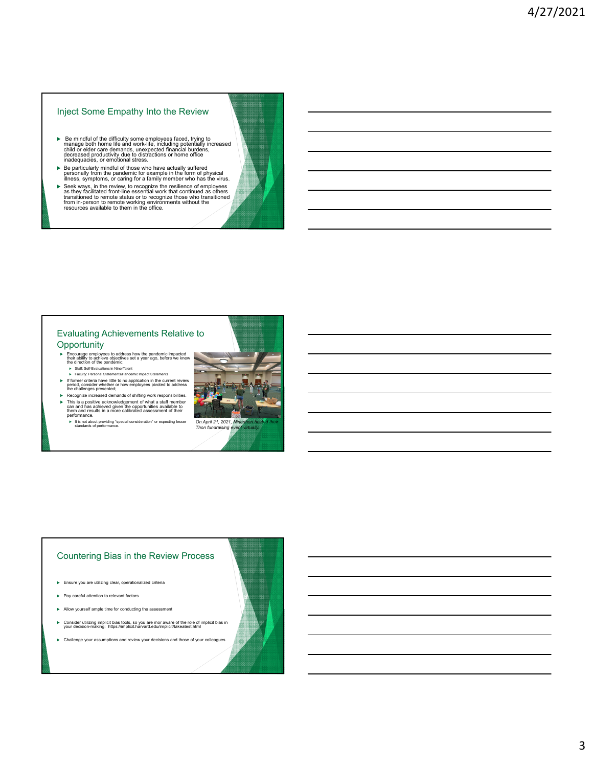## Inject Some Empathy Into the Review

- Be mindful of the difficulty some employees faced, trying to manage both home life and work-life, including potentially increased child or elder care demands, unexpected financial burdens, decreased productivity due to distractions or home office inadequacies, or emotional stress.
- Be particularly mindful of those who have actually suffered personally from the pandemic for example in the form of physical illness, symptoms, or caring for a family member who has the virus.
- Seek ways, in the review, to recognize the resilience of employees as they facilitated front-line essential work that continued as others transitioned to remote status or to recognize those who transitioned from in-person to remote working environments without the resources available to them in the office.

## Evaluating Achievements Relative to Opportunity

- Encourage employees to address how the pandemic impacted their ability to achieve objectives set a year ago, before we knew the direction of the pandemic;
  - Staff: Self-Evaluations in NinerTalent
  - Faculty: Personal Statements/Pandemic Impact Statements
- If former criteria have little to no application in the current review period, consider whether or how employees pivoted to address the challenges presented;
- Recognize increased demands of shifting work responsibilities.
- This is a positive acknowledgement of what a staff member can and has achieved given the opportunities available to them and results in a more calibrated assessment of their performance.
  - It is not about providing "special consideration" or expecting lesser standards of performance.

*On April 21, 2021, Ninerthon hosted their Thon fundraising event virtually.*

## Countering Bias in the Review Process

- Ensure you are utilizing clear, operationalized criteria
- Pay careful attention to relevant factors
- Allow yourself ample time for conducting the assessment
- Consider utilizing implicit bias tools, so you are mor aware of the role of implicit bias in your decision-making: https://implicit.harvard.edu/implicit/takeatest.html
- Challenge your assumptions and review your decisions and those of your colleagues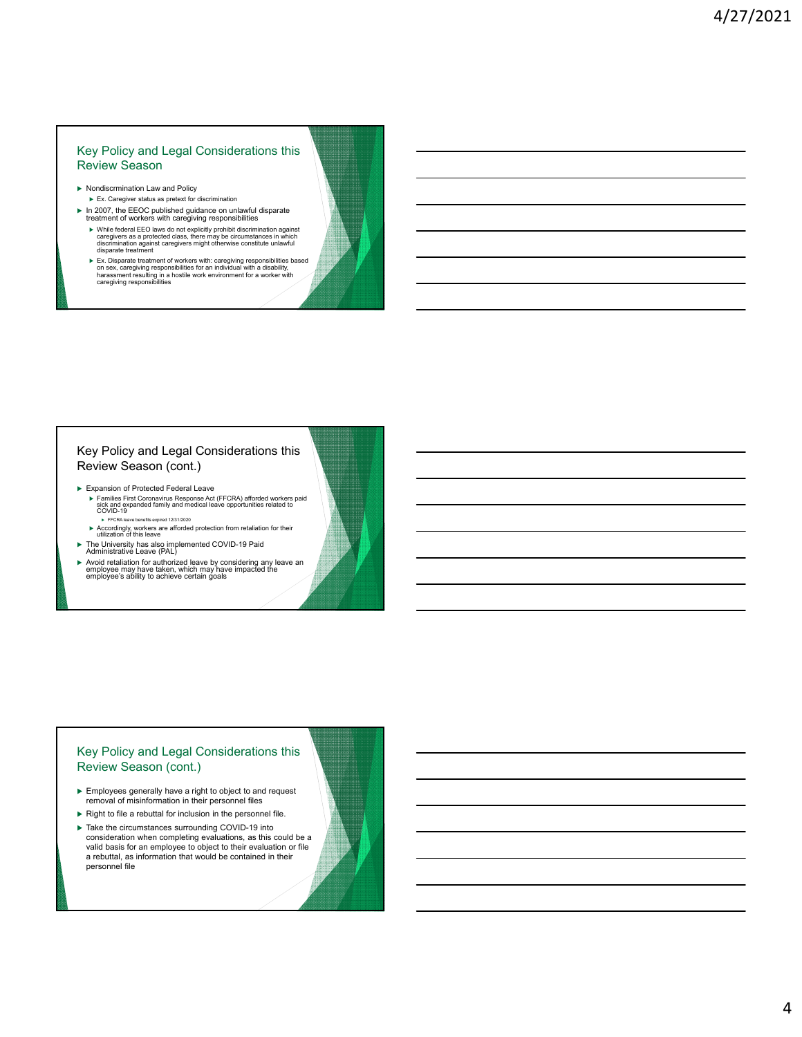## Key Policy and Legal Considerations this Review Season

- Nondiscrmination Law and Policy
  - Ex. Caregiver status as pretext for discrimination
- In 2007, the EEOC published guidance on unlawful disparate treatment of workers with caregiving responsibilities
  - While federal EEO laws do not explicitly prohibit discrimination against caregivers as a protected class, there may be circumstances in which discrimination against caregivers might otherwise constitute unlawful disparate treatment
  - Ex. Disparate treatment of workers with: caregiving responsibilities based on sex, caregiving responsibilities for an individual with a disability, harassment resulting in a hostile work environment for a worker with caregiving responsibilities

## Key Policy and Legal Considerations this Review Season (cont.)

- Expansion of Protected Federal Leave
  - Families First Coronavirus Response Act (FFCRA) afforded workers paid sick and expanded family and medical leave opportunities related to COVID-19
    - FFCRA leave benefits expired 12/31/2020
  - Accordingly, workers are afforded protection from retaliation for their utilization of this leave
- The University has also implemented COVID-19 Paid Administrative Leave (PAL)
- Avoid retaliation for authorized leave by considering any leave an employee may have taken, which may have impacted the employee's ability to achieve certain goals

## Key Policy and Legal Considerations this Review Season (cont.)

- Employees generally have a right to object to and request removal of misinformation in their personnel files
- Right to file a rebuttal for inclusion in the personnel file.
- Take the circumstances surrounding COVID-19 into consideration when completing evaluations, as this could be a valid basis for an employee to object to their evaluation or file a rebuttal, as information that would be contained in their personnel file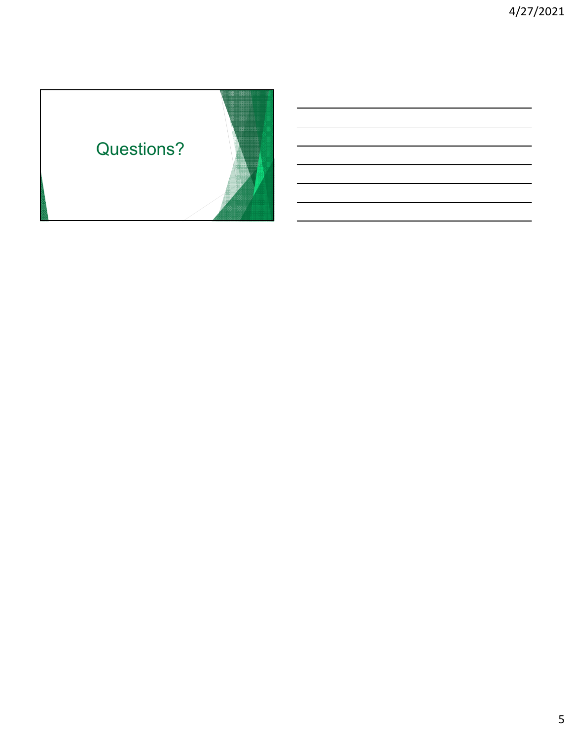Questions?